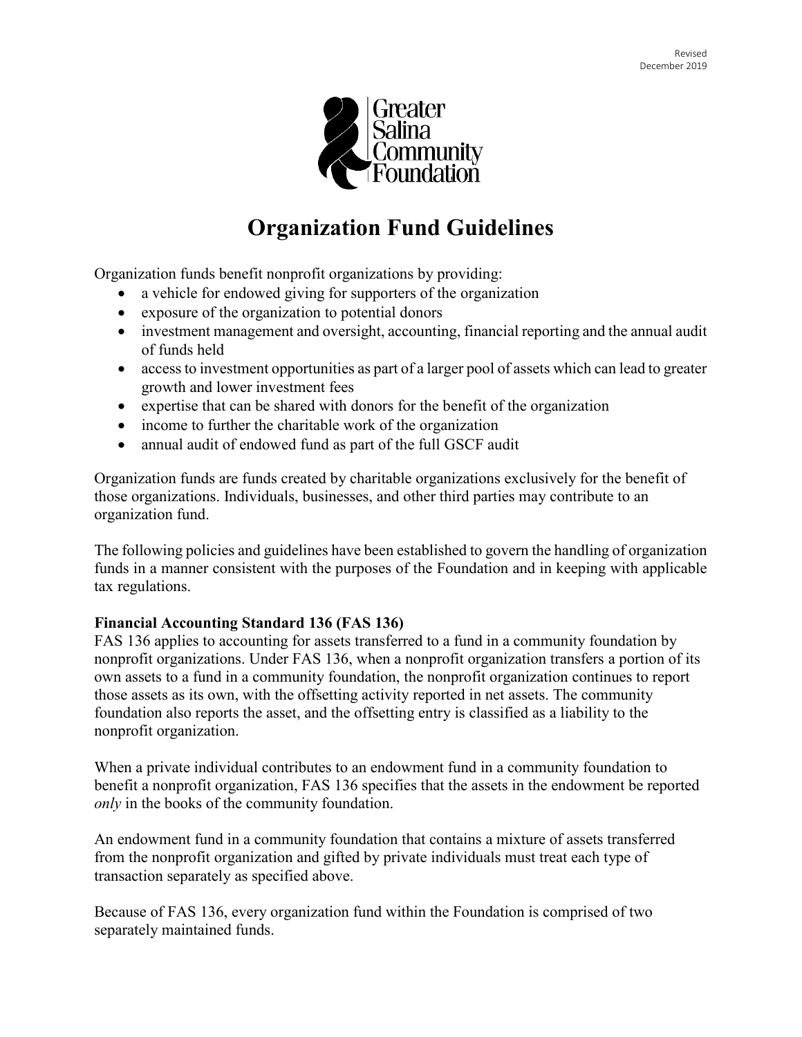Revised
December 2019

Greater Salina Community Foundation

# Organization Fund Guidelines

Organization funds benefit nonprofit organizations by providing:

- a vehicle for endowed giving for supporters of the organization
- exposure of the organization to potential donors
- investment management and oversight, accounting, financial reporting and the annual audit of funds held
- access to investment opportunities as part of a larger pool of assets which can lead to greater growth and lower investment fees
- expertise that can be shared with donors for the benefit of the organization
- income to further the charitable work of the organization
- annual audit of endowed fund as part of the full GSCF audit

Organization funds are funds created by charitable organizations exclusively for the benefit of those organizations. Individuals, businesses, and other third parties may contribute to an organization fund.

The following policies and guidelines have been established to govern the handling of organization funds in a manner consistent with the purposes of the Foundation and in keeping with applicable tax regulations.

**Financial Accounting Standard 136 (FAS 136)**

FAS 136 applies to accounting for assets transferred to a fund in a community foundation by nonprofit organizations. Under FAS 136, when a nonprofit organization transfers a portion of its own assets to a fund in a community foundation, the nonprofit organization continues to report those assets as its own, with the offsetting activity reported in net assets. The community foundation also reports the asset, and the offsetting entry is classified as a liability to the nonprofit organization.

When a private individual contributes to an endowment fund in a community foundation to benefit a nonprofit organization, FAS 136 specifies that the assets in the endowment be reported *only* in the books of the community foundation.

An endowment fund in a community foundation that contains a mixture of assets transferred from the nonprofit organization and gifted by private individuals must treat each type of transaction separately as specified above.

Because of FAS 136, every organization fund within the Foundation is comprised of two separately maintained funds.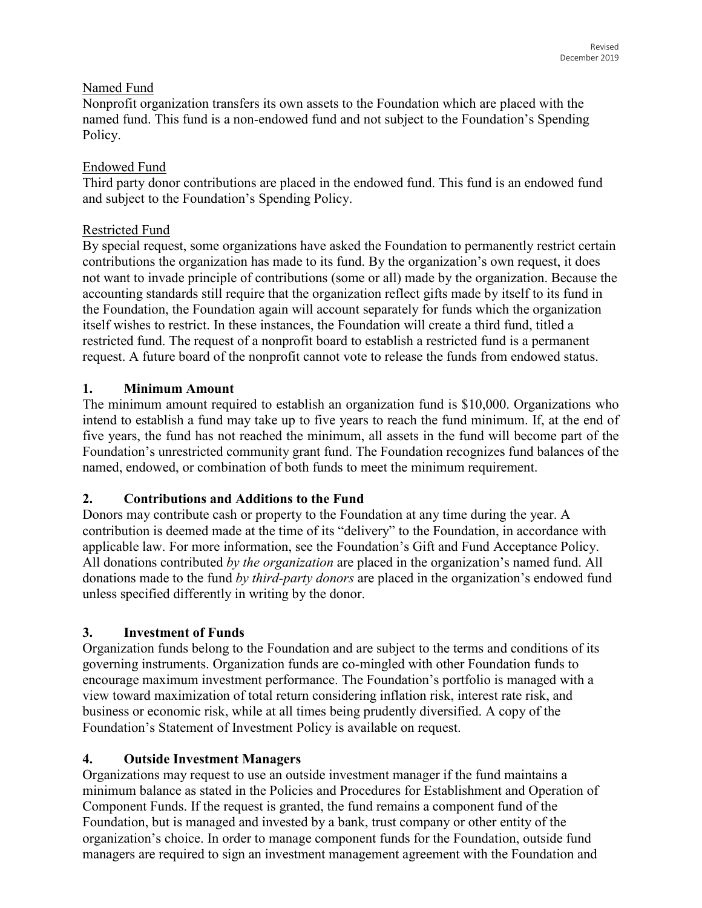Named Fund

Nonprofit organization transfers its own assets to the Foundation which are placed with the named fund. This fund is a non-endowed fund and not subject to the Foundation's Spending Policy.

Endowed Fund

Third party donor contributions are placed in the endowed fund. This fund is an endowed fund and subject to the Foundation's Spending Policy.

Restricted Fund

By special request, some organizations have asked the Foundation to permanently restrict certain contributions the organization has made to its fund. By the organization's own request, it does not want to invade principle of contributions (some or all) made by the organization. Because the accounting standards still require that the organization reflect gifts made by itself to its fund in the Foundation, the Foundation again will account separately for funds which the organization itself wishes to restrict. In these instances, the Foundation will create a third fund, titled a restricted fund. The request of a nonprofit board to establish a restricted fund is a permanent request. A future board of the nonprofit cannot vote to release the funds from endowed status.

## 1. Minimum Amount

The minimum amount required to establish an organization fund is $10,000. Organizations who intend to establish a fund may take up to five years to reach the fund minimum. If, at the end of five years, the fund has not reached the minimum, all assets in the fund will become part of the Foundation's unrestricted community grant fund. The Foundation recognizes fund balances of the named, endowed, or combination of both funds to meet the minimum requirement.

## 2. Contributions and Additions to the Fund

Donors may contribute cash or property to the Foundation at any time during the year. A contribution is deemed made at the time of its "delivery" to the Foundation, in accordance with applicable law. For more information, see the Foundation's Gift and Fund Acceptance Policy. All donations contributed *by the organization* are placed in the organization's named fund. All donations made to the fund *by third-party donors* are placed in the organization's endowed fund unless specified differently in writing by the donor.

## 3. Investment of Funds

Organization funds belong to the Foundation and are subject to the terms and conditions of its governing instruments. Organization funds are co-mingled with other Foundation funds to encourage maximum investment performance. The Foundation's portfolio is managed with a view toward maximization of total return considering inflation risk, interest rate risk, and business or economic risk, while at all times being prudently diversified. A copy of the Foundation's Statement of Investment Policy is available on request.

## 4. Outside Investment Managers

Organizations may request to use an outside investment manager if the fund maintains a minimum balance as stated in the Policies and Procedures for Establishment and Operation of Component Funds. If the request is granted, the fund remains a component fund of the Foundation, but is managed and invested by a bank, trust company or other entity of the organization's choice. In order to manage component funds for the Foundation, outside fund managers are required to sign an investment management agreement with the Foundation and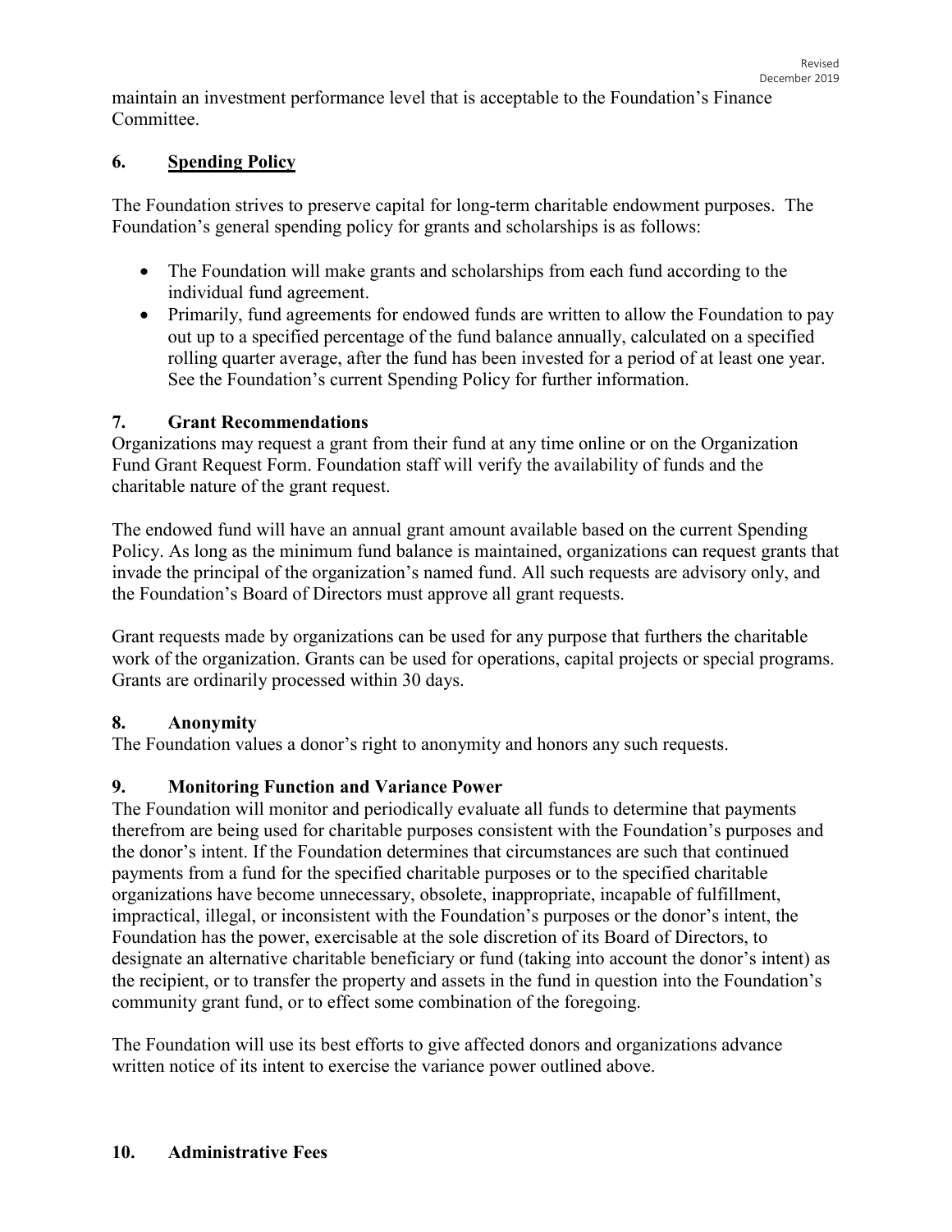maintain an investment performance level that is acceptable to the Foundation's Finance Committee.

## 6. Spending Policy

The Foundation strives to preserve capital for long-term charitable endowment purposes. The Foundation's general spending policy for grants and scholarships is as follows:

- The Foundation will make grants and scholarships from each fund according to the individual fund agreement.
- Primarily, fund agreements for endowed funds are written to allow the Foundation to pay out up to a specified percentage of the fund balance annually, calculated on a specified rolling quarter average, after the fund has been invested for a period of at least one year. See the Foundation's current Spending Policy for further information.

## 7. Grant Recommendations

Organizations may request a grant from their fund at any time online or on the Organization Fund Grant Request Form. Foundation staff will verify the availability of funds and the charitable nature of the grant request.

The endowed fund will have an annual grant amount available based on the current Spending Policy. As long as the minimum fund balance is maintained, organizations can request grants that invade the principal of the organization's named fund. All such requests are advisory only, and the Foundation's Board of Directors must approve all grant requests.

Grant requests made by organizations can be used for any purpose that furthers the charitable work of the organization. Grants can be used for operations, capital projects or special programs. Grants are ordinarily processed within 30 days.

## 8. Anonymity

The Foundation values a donor's right to anonymity and honors any such requests.

## 9. Monitoring Function and Variance Power

The Foundation will monitor and periodically evaluate all funds to determine that payments therefrom are being used for charitable purposes consistent with the Foundation's purposes and the donor's intent. If the Foundation determines that circumstances are such that continued payments from a fund for the specified charitable purposes or to the specified charitable organizations have become unnecessary, obsolete, inappropriate, incapable of fulfillment, impractical, illegal, or inconsistent with the Foundation's purposes or the donor's intent, the Foundation has the power, exercisable at the sole discretion of its Board of Directors, to designate an alternative charitable beneficiary or fund (taking into account the donor's intent) as the recipient, or to transfer the property and assets in the fund in question into the Foundation's community grant fund, or to effect some combination of the foregoing.

The Foundation will use its best efforts to give affected donors and organizations advance written notice of its intent to exercise the variance power outlined above.

## 10. Administrative Fees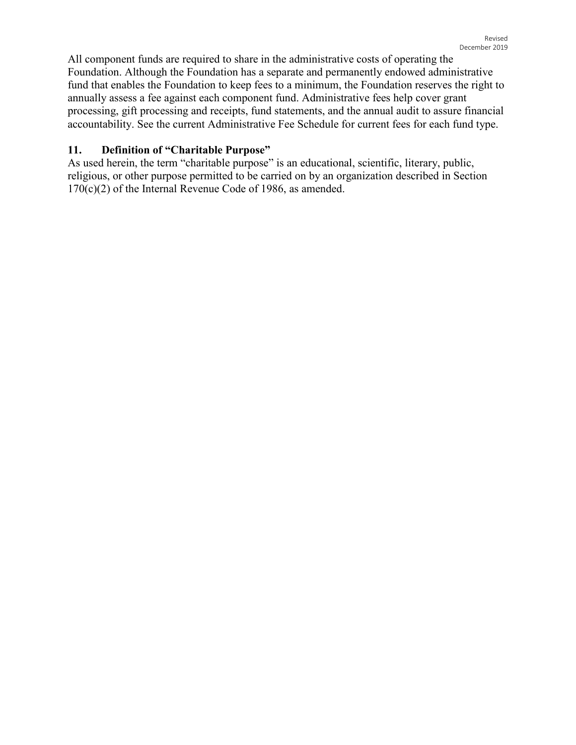All component funds are required to share in the administrative costs of operating the Foundation. Although the Foundation has a separate and permanently endowed administrative fund that enables the Foundation to keep fees to a minimum, the Foundation reserves the right to annually assess a fee against each component fund. Administrative fees help cover grant processing, gift processing and receipts, fund statements, and the annual audit to assure financial accountability. See the current Administrative Fee Schedule for current fees for each fund type.

## 11. Definition of "Charitable Purpose"

As used herein, the term "charitable purpose" is an educational, scientific, literary, public, religious, or other purpose permitted to be carried on by an organization described in Section 170(c)(2) of the Internal Revenue Code of 1986, as amended.